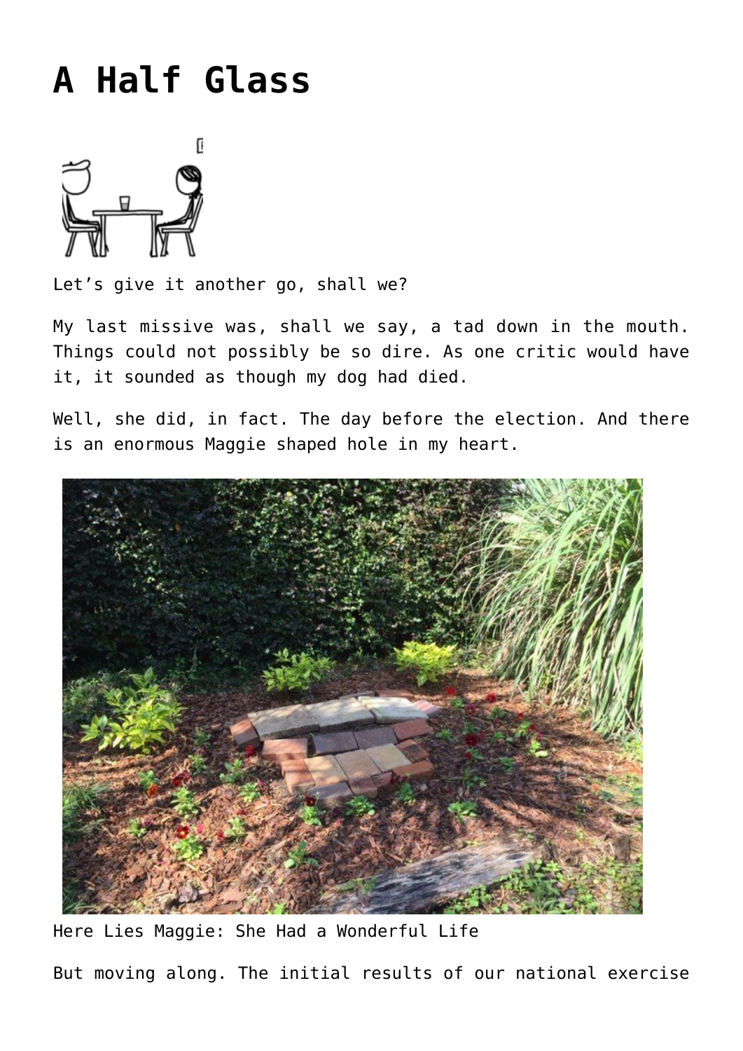# A Half Glass

Let's give it another go, shall we?

My last missive was, shall we say, a tad down in the mouth. Things could not possibly be so dire. As one critic would have it, it sounded as though my dog had died.

Well, she did, in fact. The day before the election. And there is an enormous Maggie shaped hole in my heart.

Here Lies Maggie: She Had a Wonderful Life

But moving along. The initial results of our national exercise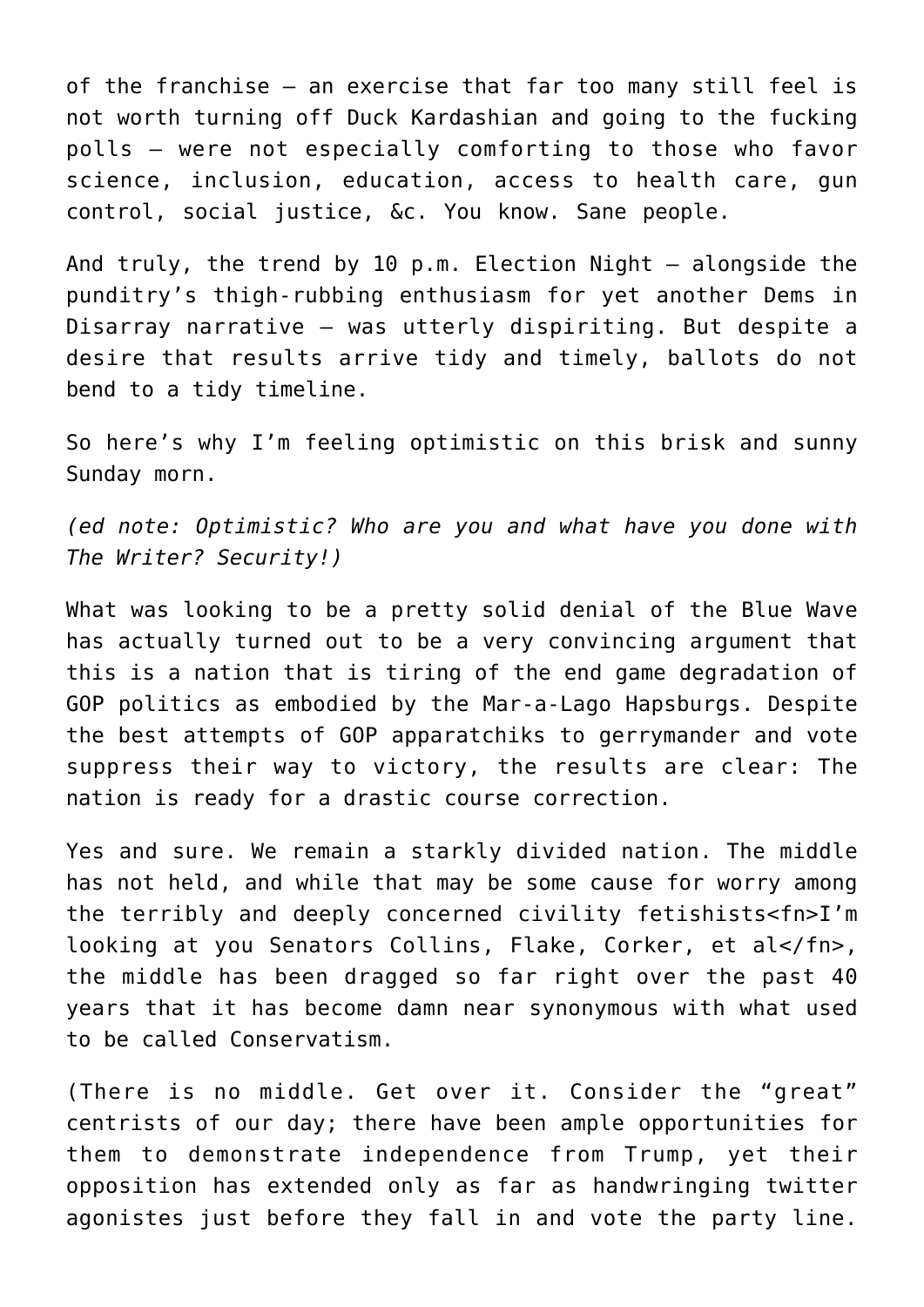of the franchise — an exercise that far too many still feel is not worth turning off Duck Kardashian and going to the fucking polls — were not especially comforting to those who favor science, inclusion, education, access to health care, gun control, social justice, &c. You know. Sane people.

And truly, the trend by 10 p.m. Election Night — alongside the punditry's thigh-rubbing enthusiasm for yet another Dems in Disarray narrative — was utterly dispiriting. But despite a desire that results arrive tidy and timely, ballots do not bend to a tidy timeline.

So here's why I'm feeling optimistic on this brisk and sunny Sunday morn.

*(ed note: Optimistic? Who are you and what have you done with The Writer? Security!)*

What was looking to be a pretty solid denial of the Blue Wave has actually turned out to be a very convincing argument that this is a nation that is tiring of the end game degradation of GOP politics as embodied by the Mar-a-Lago Hapsburgs. Despite the best attempts of GOP apparatchiks to gerrymander and vote suppress their way to victory, the results are clear: The nation is ready for a drastic course correction.

Yes and sure. We remain a starkly divided nation. The middle has not held, and while that may be some cause for worry among the terribly and deeply concerned civility fetishists<fn>I'm looking at you Senators Collins, Flake, Corker, et al</fn>, the middle has been dragged so far right over the past 40 years that it has become damn near synonymous with what used to be called Conservatism.

(There is no middle. Get over it. Consider the "great" centrists of our day; there have been ample opportunities for them to demonstrate independence from Trump, yet their opposition has extended only as far as handwringing twitter agonistes just before they fall in and vote the party line.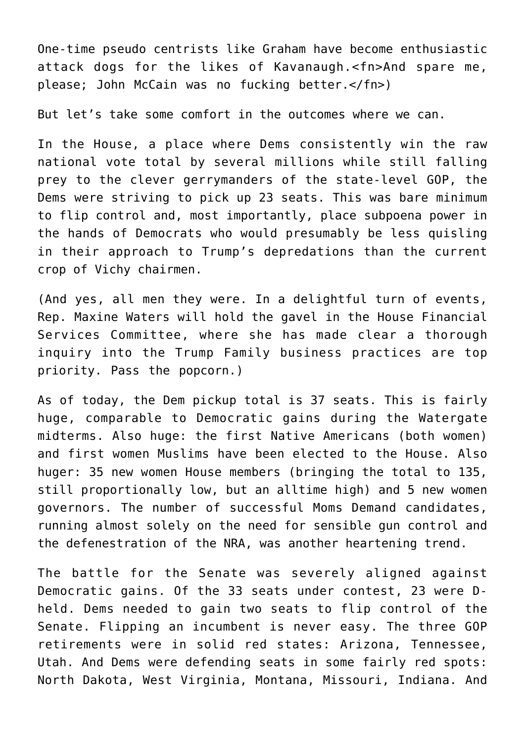One-time pseudo centrists like Graham have become enthusiastic attack dogs for the likes of Kavanaugh.<fn>And spare me, please; John McCain was no fucking better.</fn>)

But let's take some comfort in the outcomes where we can.

In the House, a place where Dems consistently win the raw national vote total by several millions while still falling prey to the clever gerrymanders of the state-level GOP, the Dems were striving to pick up 23 seats. This was bare minimum to flip control and, most importantly, place subpoena power in the hands of Democrats who would presumably be less quisling in their approach to Trump's depredations than the current crop of Vichy chairmen.

(And yes, all men they were. In a delightful turn of events, Rep. Maxine Waters will hold the gavel in the House Financial Services Committee, where she has made clear a thorough inquiry into the Trump Family business practices are top priority. Pass the popcorn.)

As of today, the Dem pickup total is 37 seats. This is fairly huge, comparable to Democratic gains during the Watergate midterms. Also huge: the first Native Americans (both women) and first women Muslims have been elected to the House. Also huger: 35 new women House members (bringing the total to 135, still proportionally low, but an alltime high) and 5 new women governors. The number of successful Moms Demand candidates, running almost solely on the need for sensible gun control and the defenestration of the NRA, was another heartening trend.

The battle for the Senate was severely aligned against Democratic gains. Of the 33 seats under contest, 23 were D-held. Dems needed to gain two seats to flip control of the Senate. Flipping an incumbent is never easy. The three GOP retirements were in solid red states: Arizona, Tennessee, Utah. And Dems were defending seats in some fairly red spots: North Dakota, West Virginia, Montana, Missouri, Indiana. And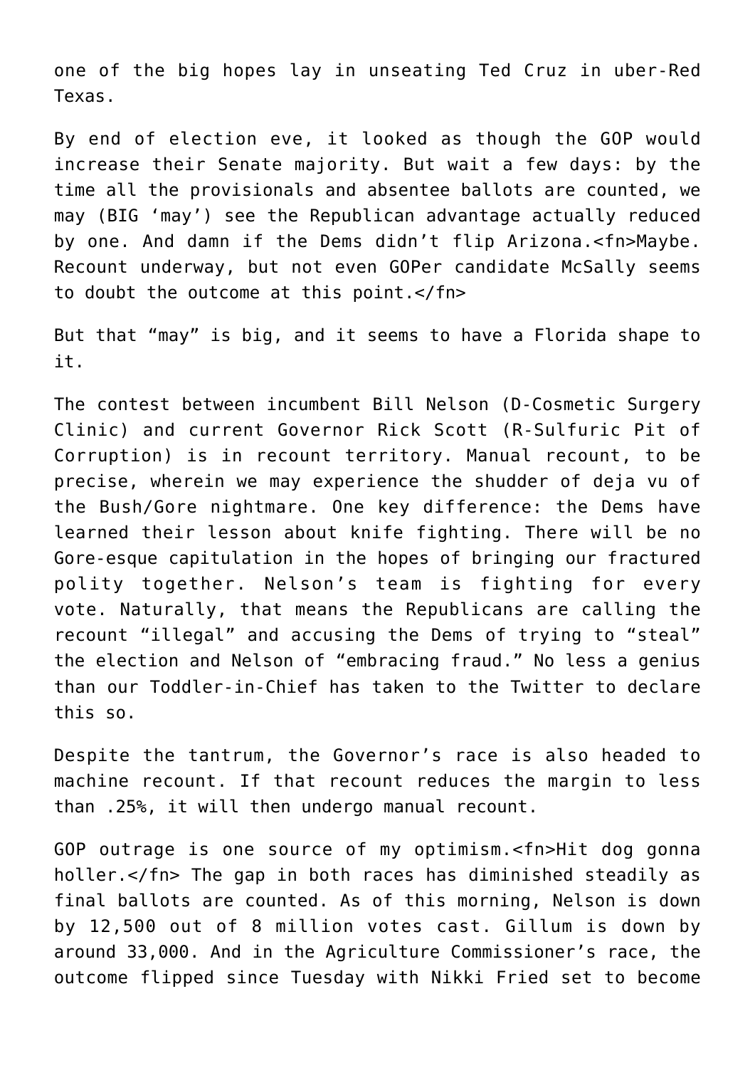one of the big hopes lay in unseating Ted Cruz in uber-Red Texas.

By end of election eve, it looked as though the GOP would increase their Senate majority. But wait a few days: by the time all the provisionals and absentee ballots are counted, we may (BIG 'may') see the Republican advantage actually reduced by one. And damn if the Dems didn't flip Arizona.<fn>Maybe. Recount underway, but not even GOPer candidate McSally seems to doubt the outcome at this point.</fn>

But that "may" is big, and it seems to have a Florida shape to it.

The contest between incumbent Bill Nelson (D-Cosmetic Surgery Clinic) and current Governor Rick Scott (R-Sulfuric Pit of Corruption) is in recount territory. Manual recount, to be precise, wherein we may experience the shudder of deja vu of the Bush/Gore nightmare. One key difference: the Dems have learned their lesson about knife fighting. There will be no Gore-esque capitulation in the hopes of bringing our fractured polity together. Nelson's team is fighting for every vote. Naturally, that means the Republicans are calling the recount "illegal" and accusing the Dems of trying to "steal" the election and Nelson of "embracing fraud." No less a genius than our Toddler-in-Chief has taken to the Twitter to declare this so.

Despite the tantrum, the Governor's race is also headed to machine recount. If that recount reduces the margin to less than .25%, it will then undergo manual recount.

GOP outrage is one source of my optimism.<fn>Hit dog gonna holler.</fn> The gap in both races has diminished steadily as final ballots are counted. As of this morning, Nelson is down by 12,500 out of 8 million votes cast. Gillum is down by around 33,000. And in the Agriculture Commissioner's race, the outcome flipped since Tuesday with Nikki Fried set to become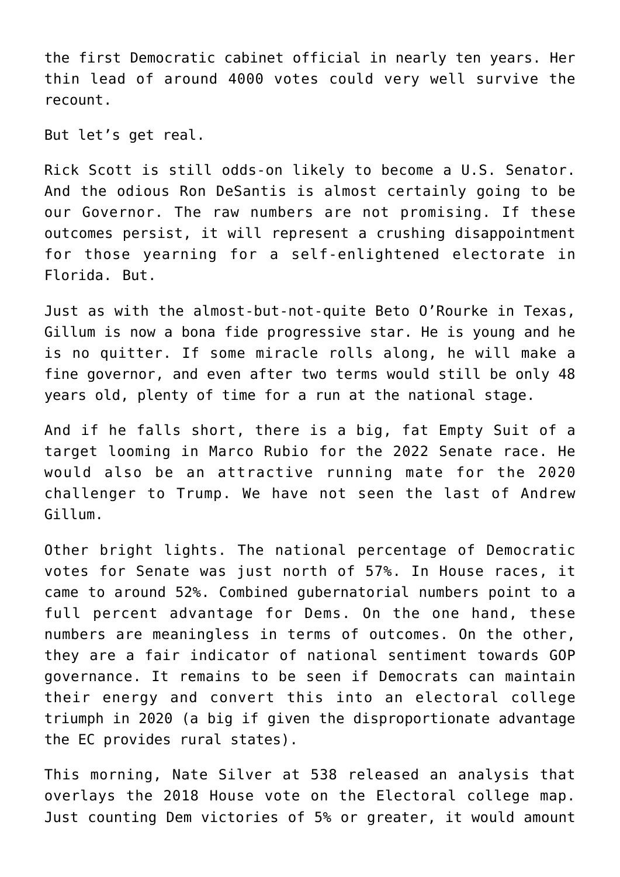the first Democratic cabinet official in nearly ten years. Her thin lead of around 4000 votes could very well survive the recount.

But let's get real.

Rick Scott is still odds-on likely to become a U.S. Senator. And the odious Ron DeSantis is almost certainly going to be our Governor. The raw numbers are not promising. If these outcomes persist, it will represent a crushing disappointment for those yearning for a self-enlightened electorate in Florida. But.

Just as with the almost-but-not-quite Beto O'Rourke in Texas, Gillum is now a bona fide progressive star. He is young and he is no quitter. If some miracle rolls along, he will make a fine governor, and even after two terms would still be only 48 years old, plenty of time for a run at the national stage.

And if he falls short, there is a big, fat Empty Suit of a target looming in Marco Rubio for the 2022 Senate race. He would also be an attractive running mate for the 2020 challenger to Trump. We have not seen the last of Andrew Gillum.

Other bright lights. The national percentage of Democratic votes for Senate was just north of 57%. In House races, it came to around 52%. Combined gubernatorial numbers point to a full percent advantage for Dems. On the one hand, these numbers are meaningless in terms of outcomes. On the other, they are a fair indicator of national sentiment towards GOP governance. It remains to be seen if Democrats can maintain their energy and convert this into an electoral college triumph in 2020 (a big if given the disproportionate advantage the EC provides rural states).

This morning, Nate Silver at 538 released an analysis that overlays the 2018 House vote on the Electoral college map. Just counting Dem victories of 5% or greater, it would amount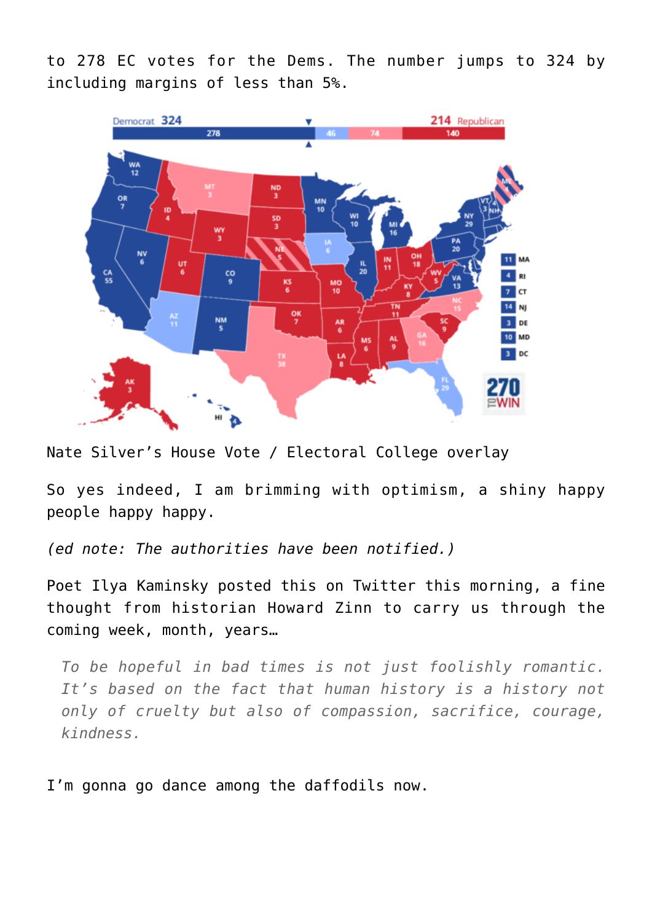to 278 EC votes for the Dems. The number jumps to 324 by including margins of less than 5%.

Democrat 324

278

46

74

140

214 Republican

270 to WIN

Nate Silver's House Vote / Electoral College overlay

So yes indeed, I am brimming with optimism, a shiny happy people happy happy.

*(ed note: The authorities have been notified.)*

Poet Ilya Kaminsky posted this on Twitter this morning, a fine thought from historian Howard Zinn to carry us through the coming week, month, years…

> *To be hopeful in bad times is not just foolishly romantic. It's based on the fact that human history is a history not only of cruelty but also of compassion, sacrifice, courage, kindness.*

I'm gonna go dance among the daffodils now.